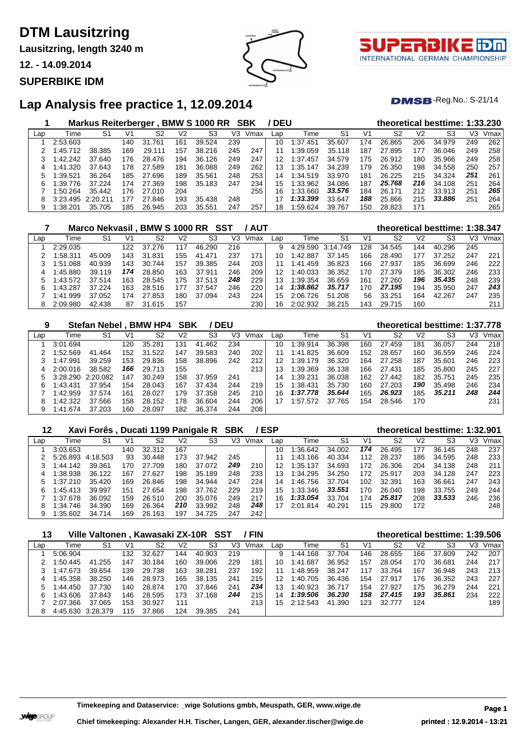# DTM Lausitzring

**Lausitzring, length 3240 m**

**12. - 14.09.2014**

**SUPERBIKE IDM**

## Lap Analysis free practice 1, 12.09.2014

DMSB-Reg.No.: S-21/14

### 1 Markus Reiterberger , BMW S 1000 RR SBK / DEU — theoretical besttime: 1:33.230

| Lap | Time | S1 | V1 | S2 | V2 | S3 | V3 | Vmax | Lap | Time | S1 | V1 | S2 | V2 | S3 | V3 | Vmax |
|---|---|---|---|---|---|---|---|---|---|---|---|---|---|---|---|---|---|
| 1 | 2:53.603 | | 140 | 31.761 | 161 | 39.524 | 239 | | 10 | 1:37.451 | 35.607 | 174 | 26.865 | 206 | 34.979 | 249 | 262 |
| 2 | 1:45.712 | 38.385 | 169 | 29.111 | 157 | 38.216 | 245 | 247 | 11 | 1:39.059 | 35.118 | 187 | 27.895 | 177 | 36.046 | 249 | 258 |
| 3 | 1:42.242 | 37.640 | 176 | 28.476 | 194 | 36.126 | 249 | 247 | 12 | 1:37.457 | 34.579 | 175 | 26.912 | 180 | 35.966 | 249 | 258 |
| 4 | 1:41.320 | 37.643 | 178 | 27.589 | 181 | 36.088 | 249 | 262 | 13 | 1:35.147 | 34.239 | 179 | 26.350 | 198 | 34.558 | 250 | 257 |
| 5 | 1:39.521 | 36.264 | 185 | 27.696 | 189 | 35.561 | 248 | 253 | 14 | 1:34.519 | 33.970 | 181 | 26.225 | 215 | 34.324 | ***251*** | 261 |
| 6 | 1:39.776 | 37.224 | 174 | 27.369 | 198 | 35.183 | 247 | 234 | 15 | 1:33.962 | 34.086 | 187 | ***25.768*** | ***216*** | 34.108 | 251 | 264 |
| 7 | 1:50.264 | 35.442 | 176 | 27.010 | 204 | | | 255 | 16 | 1:33.660 | ***33.576*** | 184 | 26.171 | 212 | 33.913 | 251 | ***265*** |
| 8 | 3:23.495 | 2:20.211 | 177 | 27.846 | 193 | 35.438 | 248 | | 17 | ***1:33.399*** | 33.647 | ***188*** | 25.866 | 215 | ***33.886*** | 251 | 264 |
| 9 | 1:38.201 | 35.705 | 185 | 26.945 | 203 | 35.551 | 247 | 257 | 18 | 1:59.624 | 39.767 | 150 | 28.823 | 171 | | | 265 |

### 7 Marco Nekvasil , BMW S 1000 RR SST / AUT — theoretical besttime: 1:38.347

| Lap | Time | S1 | V1 | S2 | V2 | S3 | V3 | Vmax | Lap | Time | S1 | V1 | S2 | V2 | S3 | V3 | Vmax |
|---|---|---|---|---|---|---|---|---|---|---|---|---|---|---|---|---|---|
| 1 | 2:29.035 | | 122 | 37.276 | 117 | 46.290 | 216 | | 9 | 4:29.590 | 3:14.749 | 128 | 34.545 | 144 | 40.296 | 245 | |
| 2 | 1:58.311 | 45.009 | 143 | 31.831 | 155 | 41.471 | 237 | 171 | 10 | 1:42.887 | 37.145 | 166 | 28.490 | 177 | 37.252 | 247 | 221 |
| 3 | 1:51.068 | 40.939 | 143 | 30.744 | 157 | 39.385 | 244 | 203 | 11 | 1:41.459 | 36.823 | 166 | 27.937 | 185 | 36.699 | 246 | 222 |
| 4 | 1:45.880 | 39.119 | ***174*** | 28.850 | 163 | 37.911 | 246 | 209 | 12 | 1:40.033 | 36.352 | 170 | 27.379 | 185 | 36.302 | 246 | 233 |
| 5 | 1:43.572 | 37.514 | 163 | 28.545 | 175 | 37.513 | ***248*** | 229 | 13 | 1:39.354 | 36.659 | 161 | 27.260 | ***196*** | ***35.435*** | 248 | 239 |
| 6 | 1:43.287 | 37.224 | 163 | 28.516 | 177 | 37.547 | 246 | 220 | 14 | ***1:38.862*** | ***35.717*** | 170 | ***27.195*** | 194 | 35.950 | 247 | ***243*** |
| 7 | 1:41.999 | 37.052 | 174 | 27.853 | 180 | 37.094 | 243 | 224 | 15 | 2:06.726 | 51.208 | 56 | 33.251 | 164 | 42.267 | 247 | 235 |
| 8 | 2:09.980 | 42.438 | 87 | 31.615 | 157 | | | 230 | 16 | 2:02.932 | 38.215 | 143 | 29.715 | 160 | | | 211 |

### 9 Stefan Nebel , BMW HP4 SBK / DEU — theoretical besttime: 1:37.778

| Lap | Time | S1 | V1 | S2 | V2 | S3 | V3 | Vmax | Lap | Time | S1 | V1 | S2 | V2 | S3 | V3 | Vmax |
|---|---|---|---|---|---|---|---|---|---|---|---|---|---|---|---|---|---|
| 1 | 3:01.694 | | 120 | 35.281 | 131 | 41.462 | 234 | | 10 | 1:39.914 | 36.398 | 160 | 27.459 | 181 | 36.057 | 244 | 218 |
| 2 | 1:52.569 | 41.464 | 152 | 31.522 | 147 | 39.583 | 240 | 202 | 11 | 1:41.825 | 36.609 | 152 | 28.657 | 160 | 36.559 | 246 | 224 |
| 3 | 1:47.991 | 39.259 | 153 | 29.836 | 158 | 38.896 | 242 | 212 | 12 | 1:39.179 | 36.320 | 164 | 27.258 | 187 | 35.601 | 246 | 223 |
| 4 | 2:00.016 | 38.582 | ***166*** | 29.713 | 155 | | | 213 | 13 | 1:39.369 | 36.138 | 166 | 27.431 | 185 | 35.800 | 245 | 227 |
| 5 | 3:28.290 | 2:20.082 | 147 | 30.249 | 158 | 37.959 | 241 | | 14 | 1:39.231 | 36.038 | 162 | 27.442 | 182 | 35.751 | 245 | 235 |
| 6 | 1:43.431 | 37.954 | 154 | 28.043 | 167 | 37.434 | 244 | 219 | 15 | 1:38.431 | 35.730 | 160 | 27.203 | ***190*** | 35.498 | 246 | 234 |
| 7 | 1:42.959 | 37.574 | 161 | 28.027 | 179 | 37.358 | 245 | 210 | 16 | ***1:37.778*** | ***35.644*** | 165 | ***26.923*** | 185 | ***35.211*** | ***248*** | ***244*** |
| 8 | 1:42.322 | 37.566 | 158 | 28.152 | 178 | 36.604 | 244 | 206 | 17 | 1:57.572 | 37.765 | 154 | 28.546 | 170 | | | 231 |
| 9 | 1:41.674 | 37.203 | 160 | 28.097 | 182 | 36.374 | 244 | 208 | | | | | | | | | |

### 12 Xavi Forês , Ducati 1199 Panigale R SBK / ESP — theoretical besttime: 1:32.901

| Lap | Time | S1 | V1 | S2 | V2 | S3 | V3 | Vmax | Lap | Time | S1 | V1 | S2 | V2 | S3 | V3 | Vmax |
|---|---|---|---|---|---|---|---|---|---|---|---|---|---|---|---|---|---|
| 1 | 3:03.653 | | 140 | 32.312 | 167 | | | | 10 | 1:36.642 | 34.002 | ***174*** | 26.495 | 177 | 36.145 | 248 | 237 |
| 2 | 5:26.893 | 4:18.503 | 93 | 30.448 | 173 | 37.942 | 245 | | 11 | 1:43.166 | 40.334 | 112 | 28.237 | 186 | 34.595 | 248 | 233 |
| 3 | 1:44.142 | 39.361 | 170 | 27.709 | 180 | 37.072 | ***249*** | 210 | 12 | 1:35.137 | 34.693 | 172 | 26.306 | 204 | 34.138 | 248 | 211 |
| 4 | 1:38.938 | 36.122 | 167 | 27.627 | 198 | 35.189 | 248 | 233 | 13 | 1:34.295 | 34.250 | 172 | 25.917 | 203 | 34.128 | 247 | 223 |
| 5 | 1:37.210 | 35.420 | 169 | 26.846 | 198 | 34.944 | 247 | 224 | 14 | 1:46.756 | 37.704 | 102 | 32.391 | 163 | 36.661 | 247 | 243 |
| 6 | 1:45.413 | 39.997 | 151 | 27.654 | 198 | 37.762 | 229 | 219 | 15 | 1:33.346 | ***33.551*** | 170 | 26.040 | 198 | 33.755 | 249 | 244 |
| 7 | 1:37.678 | 36.092 | 159 | 26.510 | 200 | 35.076 | 249 | 217 | 16 | ***1:33.054*** | 33.704 | 174 | ***25.817*** | 208 | ***33.533*** | 246 | 236 |
| 8 | 1:34.746 | 34.390 | 169 | 26.364 | ***210*** | 33.992 | 248 | ***248*** | 17 | 2:01.814 | 40.291 | 115 | 29.800 | 172 | | | 248 |
| 9 | 1:35.602 | 34.714 | 169 | 26.163 | 197 | 34.725 | 247 | 242 | | | | | | | | | |

### 13 Ville Valtonen , Kawasaki ZX-10R SST / FIN — theoretical besttime: 1:39.506

| Lap | Time | S1 | V1 | S2 | V2 | S3 | V3 | Vmax | Lap | Time | S1 | V1 | S2 | V2 | S3 | V3 | Vmax |
|---|---|---|---|---|---|---|---|---|---|---|---|---|---|---|---|---|---|
| 1 | 5:06.904 | | 132 | 32.627 | 144 | 40.903 | 219 | | 9 | 1:44.168 | 37.704 | 146 | 28.655 | 166 | 37.809 | 242 | 207 |
| 2 | 1:50.445 | 41.255 | 147 | 30.184 | 160 | 39.006 | 229 | 181 | 10 | 1:41.687 | 36.952 | 157 | 28.054 | 170 | 36.681 | 244 | 217 |
| 3 | 1:47.673 | 39.654 | 139 | 29.738 | 163 | 38.281 | 237 | 192 | 11 | 1:48.959 | 38.247 | 117 | 33.764 | 167 | 36.948 | 243 | 213 |
| 4 | 1:45.358 | 38.250 | 146 | 28.973 | 165 | 38.135 | 241 | 215 | 12 | 1:40.705 | 36.436 | 154 | 27.917 | 176 | 36.352 | 243 | 227 |
| 5 | 1:44.450 | 37.730 | 140 | 28.874 | 170 | 37.846 | 241 | ***234*** | 13 | 1:40.923 | 36.717 | 154 | 27.927 | 175 | 36.279 | 244 | 221 |
| 6 | 1:43.606 | 37.843 | 146 | 28.595 | 173 | 37.168 | ***244*** | 215 | 14 | ***1:39.506*** | ***36.230*** | ***158*** | ***27.415*** | ***193*** | ***35.861*** | 234 | 222 |
| 7 | 2:07.366 | 37.065 | 153 | 30.927 | 111 | | | 213 | 15 | 2:12.543 | 41.390 | 123 | 32.777 | 124 | | | 189 |
| 8 | 4:45.630 | 3:28.379 | 115 | 37.866 | 124 | 39.385 | 241 | | | | | | | | | | |

**Timekeeping and Dataservice: _wige Solutions gmbh, Meuspath, GER, www.wige.de**

**Chief timekeeping: Alexander H.H. Tischer, Langen, GER, alexander.tischer@wige.de**

**printed : 12.9.2014 - 13:21**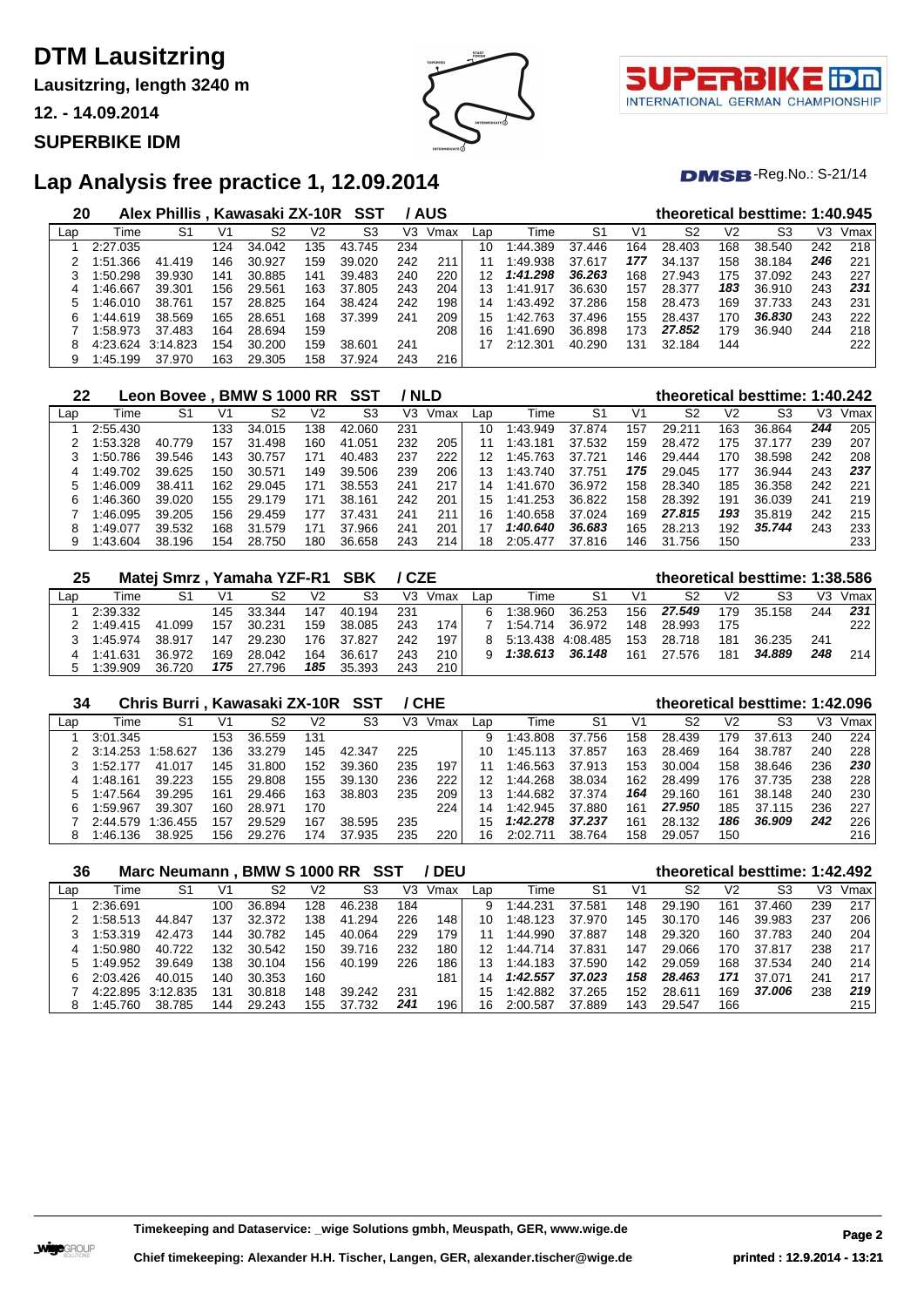# DTM Lausitzring

**Lausitzring, length 3240 m**

**12. - 14.09.2014**

**SUPERBIKE IDM**

## Lap Analysis free practice 1, 12.09.2014

DMSB-Reg.No.: S-21/14

### 20 Alex Phillis , Kawasaki ZX-10R SST / AUS — theoretical besttime: 1:40.945

| Lap | Time | S1 | V1 | S2 | V2 | S3 | V3 | Vmax | Lap | Time | S1 | V1 | S2 | V2 | S3 | V3 | Vmax |
|---|---|---|---|---|---|---|---|---|---|---|---|---|---|---|---|---|---|
| 1 | 2:27.035 | | 124 | 34.042 | 135 | 43.745 | 234 | | 10 | 1:44.389 | 37.446 | 164 | 28.403 | 168 | 38.540 | 242 | 218 |
| 2 | 1:51.366 | 41.419 | 146 | 30.927 | 159 | 39.020 | 242 | 211 | 11 | 1:49.938 | 37.617 | ***177*** | 34.137 | 158 | 38.184 | ***246*** | 221 |
| 3 | 1:50.298 | 39.930 | 141 | 30.885 | 141 | 39.483 | 240 | 220 | 12 | ***1:41.298*** | ***36.263*** | 168 | 27.943 | 175 | 37.092 | 243 | 227 |
| 4 | 1:46.667 | 39.301 | 156 | 29.561 | 163 | 37.805 | 243 | 204 | 13 | 1:41.917 | 36.630 | 157 | 28.377 | ***183*** | 36.910 | 243 | ***231*** |
| 5 | 1:46.010 | 38.761 | 157 | 28.825 | 164 | 38.424 | 242 | 198 | 14 | 1:43.492 | 37.286 | 158 | 28.473 | 169 | 37.733 | 243 | 231 |
| 6 | 1:44.619 | 38.569 | 165 | 28.651 | 168 | 37.399 | 241 | 209 | 15 | 1:42.763 | 37.496 | 155 | 28.437 | 170 | ***36.830*** | 243 | 222 |
| 7 | 1:58.973 | 37.483 | 164 | 28.694 | 159 | | | 208 | 16 | 1:41.690 | 36.898 | 173 | ***27.852*** | 179 | 36.940 | 244 | 218 |
| 8 | 4:23.624 | 3:14.823 | 154 | 30.200 | 159 | 38.601 | 241 | | 17 | 2:12.301 | 40.290 | 131 | 32.184 | 144 | | | 222 |
| 9 | 1:45.199 | 37.970 | 163 | 29.305 | 158 | 37.924 | 243 | 216 | | | | | | | | | |

### 22 Leon Bovee , BMW S 1000 RR SST / NLD — theoretical besttime: 1:40.242

| Lap | Time | S1 | V1 | S2 | V2 | S3 | V3 | Vmax | Lap | Time | S1 | V1 | S2 | V2 | S3 | V3 | Vmax |
|---|---|---|---|---|---|---|---|---|---|---|---|---|---|---|---|---|---|
| 1 | 2:55.430 | | 133 | 34.015 | 138 | 42.060 | 231 | | 10 | 1:43.949 | 37.874 | 157 | 29.211 | 163 | 36.864 | ***244*** | 205 |
| 2 | 1:53.328 | 40.779 | 157 | 31.498 | 160 | 41.051 | 232 | 205 | 11 | 1:43.181 | 37.532 | 159 | 28.472 | 175 | 37.177 | 239 | 207 |
| 3 | 1:50.786 | 39.546 | 143 | 30.757 | 171 | 40.483 | 237 | 222 | 12 | 1:45.763 | 37.721 | 146 | 29.444 | 170 | 38.598 | 242 | 208 |
| 4 | 1:49.702 | 39.625 | 150 | 30.571 | 149 | 39.506 | 239 | 206 | 13 | 1:43.740 | 37.751 | ***175*** | 29.045 | 177 | 36.944 | 243 | ***237*** |
| 5 | 1:46.009 | 38.411 | 162 | 29.045 | 171 | 38.553 | 241 | 217 | 14 | 1:41.670 | 36.972 | 158 | 28.340 | 185 | 36.358 | 242 | 221 |
| 6 | 1:46.360 | 39.020 | 155 | 29.179 | 171 | 38.161 | 242 | 201 | 15 | 1:41.253 | 36.822 | 158 | 28.392 | 191 | 36.039 | 241 | 219 |
| 7 | 1:46.095 | 39.205 | 156 | 29.459 | 177 | 37.431 | 241 | 211 | 16 | 1:40.658 | 37.024 | 169 | ***27.815*** | ***193*** | 35.819 | 242 | 215 |
| 8 | 1:49.077 | 39.532 | 168 | 31.579 | 171 | 37.966 | 241 | 201 | 17 | ***1:40.640*** | ***36.683*** | 165 | 28.213 | 192 | ***35.744*** | 243 | 233 |
| 9 | 1:43.604 | 38.196 | 154 | 28.750 | 180 | 36.658 | 243 | 214 | 18 | 2:05.477 | 37.816 | 146 | 31.756 | 150 | | | 233 |

### 25 Matej Smrz , Yamaha YZF-R1 SBK / CZE — theoretical besttime: 1:38.586

| Lap | Time | S1 | V1 | S2 | V2 | S3 | V3 | Vmax | Lap | Time | S1 | V1 | S2 | V2 | S3 | V3 | Vmax |
|---|---|---|---|---|---|---|---|---|---|---|---|---|---|---|---|---|---|
| 1 | 2:39.332 | | 145 | 33.344 | 147 | 40.194 | 231 | | 6 | 1:38.960 | 36.253 | 156 | ***27.549*** | 179 | 35.158 | 244 | ***231*** |
| 2 | 1:49.415 | 41.099 | 157 | 30.231 | 159 | 38.085 | 243 | 174 | 7 | 1:54.714 | 36.972 | 148 | 28.993 | 175 | | | 222 |
| 3 | 1:45.974 | 38.917 | 147 | 29.230 | 176 | 37.827 | 242 | 197 | 8 | 5:13.438 | 4:08.485 | 153 | 28.718 | 181 | 36.235 | 241 | |
| 4 | 1:41.631 | 36.972 | 169 | 28.042 | 164 | 36.617 | 243 | 210 | 9 | ***1:38.613*** | ***36.148*** | 161 | 27.576 | 181 | ***34.889*** | ***248*** | 214 |
| 5 | 1:39.909 | 36.720 | ***175*** | 27.796 | ***185*** | 35.393 | 243 | 210 | | | | | | | | | |

### 34 Chris Burri , Kawasaki ZX-10R SST / CHE — theoretical besttime: 1:42.096

| Lap | Time | S1 | V1 | S2 | V2 | S3 | V3 | Vmax | Lap | Time | S1 | V1 | S2 | V2 | S3 | V3 | Vmax |
|---|---|---|---|---|---|---|---|---|---|---|---|---|---|---|---|---|---|
| 1 | 3:01.345 | | 153 | 36.559 | 131 | | | | 9 | 1:43.808 | 37.756 | 158 | 28.439 | 179 | 37.613 | 240 | 224 |
| 2 | 3:14.253 | 1:58.627 | 136 | 33.279 | 145 | 42.347 | 225 | | 10 | 1:45.113 | 37.857 | 163 | 28.469 | 164 | 38.787 | 240 | 228 |
| 3 | 1:52.177 | 41.017 | 145 | 31.800 | 152 | 39.360 | 235 | 197 | 11 | 1:46.563 | 37.913 | 153 | 30.004 | 158 | 38.646 | 236 | ***230*** |
| 4 | 1:48.161 | 39.223 | 155 | 29.808 | 155 | 39.130 | 236 | 222 | 12 | 1:44.268 | 38.034 | 162 | 28.499 | 176 | 37.735 | 238 | 228 |
| 5 | 1:47.564 | 39.295 | 161 | 29.466 | 163 | 38.803 | 235 | 209 | 13 | 1:44.682 | 37.374 | ***164*** | 29.160 | 161 | 38.148 | 240 | 230 |
| 6 | 1:59.967 | 39.307 | 160 | 28.971 | 170 | | | 224 | 14 | 1:42.945 | 37.880 | 161 | ***27.950*** | 185 | 37.115 | 236 | 227 |
| 7 | 2:44.579 | 1:36.455 | 157 | 29.529 | 167 | 38.595 | 235 | | 15 | ***1:42.278*** | ***37.237*** | 161 | 28.132 | ***186*** | ***36.909*** | ***242*** | 226 |
| 8 | 1:46.136 | 38.925 | 156 | 29.276 | 174 | 37.935 | 235 | 220 | 16 | 2:02.711 | 38.764 | 158 | 29.057 | 150 | | | 216 |

### 36 Marc Neumann , BMW S 1000 RR SST / DEU — theoretical besttime: 1:42.492

| Lap | Time | S1 | V1 | S2 | V2 | S3 | V3 | Vmax | Lap | Time | S1 | V1 | S2 | V2 | S3 | V3 | Vmax |
|---|---|---|---|---|---|---|---|---|---|---|---|---|---|---|---|---|---|
| 1 | 2:36.691 | | 100 | 36.894 | 128 | 46.238 | 184 | | 9 | 1:44.231 | 37.581 | 148 | 29.190 | 161 | 37.460 | 239 | 217 |
| 2 | 1:58.513 | 44.847 | 137 | 32.372 | 138 | 41.294 | 226 | 148 | 10 | 1:48.123 | 37.970 | 145 | 30.170 | 146 | 39.983 | 237 | 206 |
| 3 | 1:53.319 | 42.473 | 144 | 30.782 | 145 | 40.064 | 229 | 179 | 11 | 1:44.990 | 37.887 | 148 | 29.320 | 160 | 37.783 | 240 | 204 |
| 4 | 1:50.980 | 40.722 | 132 | 30.542 | 150 | 39.716 | 232 | 180 | 12 | 1:44.714 | 37.831 | 147 | 29.066 | 170 | 37.817 | 238 | 217 |
| 5 | 1:49.952 | 39.649 | 138 | 30.104 | 156 | 40.199 | 226 | 186 | 13 | 1:44.183 | 37.590 | 142 | 29.059 | 168 | 37.534 | 240 | 214 |
| 6 | 2:03.426 | 40.015 | 140 | 30.353 | 160 | | | 181 | 14 | ***1:42.557*** | ***37.023*** | ***158*** | ***28.463*** | ***171*** | 37.071 | 241 | 217 |
| 7 | 4:22.895 | 3:12.835 | 131 | 30.818 | 148 | 39.242 | 231 | | 15 | 1:42.882 | 37.265 | 152 | 28.611 | 169 | ***37.006*** | 238 | ***219*** |
| 8 | 1:45.760 | 38.785 | 144 | 29.243 | 155 | 37.732 | ***241*** | 196 | 16 | 2:00.587 | 37.889 | 143 | 29.547 | 166 | | | 215 |

**Timekeeping and Dataservice: _wige Solutions gmbh, Meuspath, GER, www.wige.de**

**Chief timekeeping: Alexander H.H. Tischer, Langen, GER, alexander.tischer@wige.de**

**printed : 12.9.2014 - 13:21**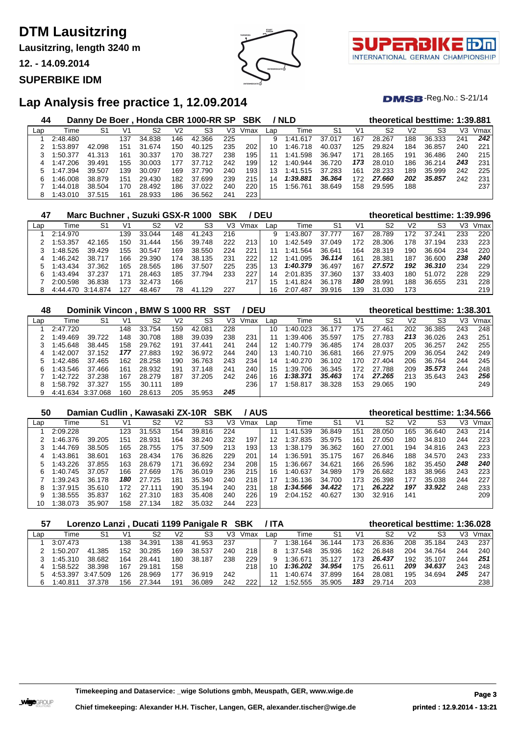# DTM Lausitzring

**Lausitzring, length 3240 m**

**12. - 14.09.2014**

**SUPERBIKE IDM**

## Lap Analysis free practice 1, 12.09.2014

DMSB-Reg.No.: S-21/14

### 44 Danny De Boer , Honda CBR 1000-RR SP SBK / NLD — theoretical besttime: 1:39.881

| Lap | Time | S1 | V1 | S2 | V2 | S3 | V3 | Vmax | Lap | Time | S1 | V1 | S2 | V2 | S3 | V3 | Vmax |
|---|---|---|---|---|---|---|---|---|---|---|---|---|---|---|---|---|---|
| 1 | 2:48.480 | | 137 | 34.838 | 146 | 42.366 | 225 | | 9 | 1:41.617 | 37.017 | 167 | 28.267 | 188 | 36.333 | 241 | ***242*** |
| 2 | 1:53.897 | 42.098 | 151 | 31.674 | 150 | 40.125 | 235 | 202 | 10 | 1:46.718 | 40.037 | 125 | 29.824 | 184 | 36.857 | 240 | 221 |
| 3 | 1:50.377 | 41.313 | 161 | 30.337 | 170 | 38.727 | 238 | 195 | 11 | 1:41.598 | 36.947 | 171 | 28.165 | 191 | 36.486 | 240 | 215 |
| 4 | 1:47.206 | 39.491 | 155 | 30.003 | 177 | 37.712 | 242 | 199 | 12 | 1:40.944 | 36.720 | ***173*** | 28.010 | 186 | 36.214 | ***243*** | 231 |
| 5 | 1:47.394 | 39.507 | 139 | 30.097 | 169 | 37.790 | 240 | 193 | 13 | 1:41.515 | 37.283 | 161 | 28.233 | 189 | 35.999 | 242 | 225 |
| 6 | 1:46.008 | 38.879 | 151 | 29.430 | 182 | 37.699 | 239 | 215 | 14 | ***1:39.881*** | ***36.364*** | 172 | ***27.660*** | ***202*** | ***35.857*** | 242 | 231 |
| 7 | 1:44.018 | 38.504 | 170 | 28.492 | 186 | 37.022 | 240 | 220 | 15 | 1:56.761 | 38.649 | 158 | 29.595 | 188 | | | 237 |
| 8 | 1:43.010 | 37.515 | 161 | 28.933 | 186 | 36.562 | 241 | 223 | | | | | | | | | |

### 47 Marc Buchner , Suzuki GSX-R 1000 SBK / DEU — theoretical besttime: 1:39.996

| Lap | Time | S1 | V1 | S2 | V2 | S3 | V3 | Vmax | Lap | Time | S1 | V1 | S2 | V2 | S3 | V3 | Vmax |
|---|---|---|---|---|---|---|---|---|---|---|---|---|---|---|---|---|---|
| 1 | 2:14.970 | | 139 | 33.044 | 148 | 41.243 | 216 | | 9 | 1:43.807 | 37.777 | 167 | 28.789 | 172 | 37.241 | 233 | 220 |
| 2 | 1:53.357 | 42.165 | 150 | 31.444 | 156 | 39.748 | 222 | 213 | 10 | 1:42.549 | 37.049 | 172 | 28.306 | 178 | 37.194 | 233 | 223 |
| 3 | 1:48.526 | 39.429 | 155 | 30.547 | 169 | 38.550 | 224 | 221 | 11 | 1:41.564 | 36.641 | 164 | 28.319 | 190 | 36.604 | 234 | 220 |
| 4 | 1:46.242 | 38.717 | 166 | 29.390 | 174 | 38.135 | 231 | 222 | 12 | 1:41.095 | ***36.114*** | 161 | 28.381 | 187 | 36.600 | ***238*** | ***240*** |
| 5 | 1:43.434 | 37.362 | 165 | 28.565 | 186 | 37.507 | 225 | 235 | 13 | ***1:40.379*** | 36.497 | 167 | ***27.572*** | ***192*** | ***36.310*** | 234 | 229 |
| 6 | 1:43.494 | 37.237 | 171 | 28.463 | 185 | 37.794 | 233 | 227 | 14 | 2:01.835 | 37.360 | 137 | 33.403 | 180 | 51.072 | 228 | 229 |
| 7 | 2:00.598 | 36.838 | 173 | 32.473 | 166 | | | 217 | 15 | 1:41.824 | 36.178 | ***180*** | 28.991 | 188 | 36.655 | 231 | 228 |
| 8 | 4:44.470 | 3:14.874 | 127 | 48.467 | 78 | 41.129 | 227 | | 16 | 2:07.487 | 39.916 | 139 | 31.030 | 173 | | | 219 |

### 48 Dominik Vincon , BMW S 1000 RR SST / DEU — theoretical besttime: 1:38.301

| Lap | Time | S1 | V1 | S2 | V2 | S3 | V3 | Vmax | Lap | Time | S1 | V1 | S2 | V2 | S3 | V3 | Vmax |
|---|---|---|---|---|---|---|---|---|---|---|---|---|---|---|---|---|---|
| 1 | 2:47.720 | | 148 | 33.754 | 159 | 42.081 | 228 | | 10 | 1:40.023 | 36.177 | 175 | 27.461 | 202 | 36.385 | 243 | 248 |
| 2 | 1:49.469 | 39.722 | 148 | 30.708 | 188 | 39.039 | 238 | 231 | 11 | 1:39.406 | 35.597 | 175 | 27.783 | ***213*** | 36.026 | 243 | 251 |
| 3 | 1:45.648 | 38.445 | 158 | 29.762 | 191 | 37.441 | 241 | 244 | 12 | 1:40.779 | 36.485 | 174 | 28.037 | 205 | 36.257 | 242 | 255 |
| 4 | 1:42.007 | 37.152 | ***177*** | 27.883 | 192 | 36.972 | 244 | 240 | 13 | 1:40.710 | 36.681 | 166 | 27.975 | 209 | 36.054 | 242 | 249 |
| 5 | 1:42.486 | 37.465 | 162 | 28.258 | 190 | 36.763 | 243 | 234 | 14 | 1:40.270 | 36.102 | 170 | 27.404 | 206 | 36.764 | 244 | 245 |
| 6 | 1:43.546 | 37.466 | 161 | 28.932 | 191 | 37.148 | 241 | 240 | 15 | 1:39.706 | 36.345 | 172 | 27.788 | 209 | ***35.573*** | 244 | 248 |
| 7 | 1:42.722 | 37.238 | 167 | 28.279 | 187 | 37.205 | 242 | 246 | 16 | ***1:38.371*** | ***35.463*** | 174 | ***27.265*** | 213 | 35.643 | 243 | ***256*** |
| 8 | 1:58.792 | 37.327 | 155 | 30.111 | 189 | | | 236 | 17 | 1:58.817 | 38.328 | 153 | 29.065 | 190 | | | 249 |
| 9 | 4:41.634 | 3:37.068 | 160 | 28.613 | 205 | 35.953 | ***245*** | | | | | | | | | | |

### 50 Damian Cudlin , Kawasaki ZX-10R SBK / AUS — theoretical besttime: 1:34.566

| Lap | Time | S1 | V1 | S2 | V2 | S3 | V3 | Vmax | Lap | Time | S1 | V1 | S2 | V2 | S3 | V3 | Vmax |
|---|---|---|---|---|---|---|---|---|---|---|---|---|---|---|---|---|---|
| 1 | 2:09.228 | | 123 | 31.553 | 154 | 39.816 | 224 | | 11 | 1:41.539 | 36.849 | 151 | 28.050 | 165 | 36.640 | 243 | 214 |
| 2 | 1:46.376 | 39.205 | 151 | 28.931 | 164 | 38.240 | 232 | 197 | 12 | 1:37.835 | 35.975 | 161 | 27.050 | 180 | 34.810 | 244 | 223 |
| 3 | 1:44.769 | 38.505 | 165 | 28.755 | 175 | 37.509 | 213 | 193 | 13 | 1:38.179 | 36.362 | 160 | 27.001 | 194 | 34.816 | 244 | 223 |
| 4 | 1:43.861 | 38.601 | 163 | 28.434 | 176 | 36.826 | 229 | 201 | 14 | 1:36.591 | 35.175 | 167 | 26.846 | 188 | 34.570 | 243 | 233 |
| 5 | 1:43.226 | 37.855 | 163 | 28.679 | 171 | 36.692 | 234 | 208 | 15 | 1:36.667 | 34.621 | 166 | 26.596 | 182 | 35.450 | ***248*** | ***240*** |
| 6 | 1:40.745 | 37.057 | 166 | 27.669 | 176 | 36.019 | 236 | 215 | 16 | 1:40.637 | 34.989 | 179 | 26.682 | 183 | 38.966 | 243 | 223 |
| 7 | 1:39.243 | 36.178 | ***180*** | 27.725 | 181 | 35.340 | 240 | 218 | 17 | 1:36.136 | 34.700 | 173 | 26.398 | 177 | 35.038 | 244 | 227 |
| 8 | 1:37.915 | 35.610 | 172 | 27.111 | 190 | 35.194 | 240 | 231 | 18 | ***1:34.566*** | ***34.422*** | 171 | ***26.222*** | ***197*** | ***33.922*** | 248 | 233 |
| 9 | 1:38.555 | 35.837 | 162 | 27.310 | 183 | 35.408 | 240 | 226 | 19 | 2:04.152 | 40.627 | 130 | 32.916 | 141 | | | 209 |
| 10 | 1:38.073 | 35.907 | 158 | 27.134 | 182 | 35.032 | 244 | 223 | | | | | | | | | |

### 57 Lorenzo Lanzi , Ducati 1199 Panigale R SBK / ITA — theoretical besttime: 1:36.028

| Lap | Time | S1 | V1 | S2 | V2 | S3 | V3 | Vmax | Lap | Time | S1 | V1 | S2 | V2 | S3 | V3 | Vmax |
|---|---|---|---|---|---|---|---|---|---|---|---|---|---|---|---|---|---|
| 1 | 3:07.473 | | 138 | 34.391 | 138 | 41.953 | 237 | | 7 | 1:38.164 | 36.144 | 173 | 26.836 | 208 | 35.184 | 243 | 237 |
| 2 | 1:50.207 | 41.385 | 152 | 30.285 | 169 | 38.537 | 240 | 218 | 8 | 1:37.548 | 35.936 | 162 | 26.848 | 204 | 34.764 | 244 | 240 |
| 3 | 1:45.310 | 38.682 | 164 | 28.441 | 180 | 38.187 | 238 | 229 | 9 | 1:36.671 | 35.127 | 173 | ***26.437*** | 192 | 35.107 | 244 | ***251*** |
| 4 | 1:58.522 | 38.398 | 167 | 29.181 | 158 | | | 218 | 10 | ***1:36.202*** | ***34.954*** | 175 | 26.611 | ***209*** | ***34.637*** | 243 | 248 |
| 5 | 4:53.397 | 3:47.509 | 126 | 28.969 | 177 | 36.919 | 242 | | 11 | 1:40.674 | 37.899 | 164 | 28.081 | 195 | 34.694 | ***245*** | 247 |
| 6 | 1:40.811 | 37.378 | 156 | 27.344 | 191 | 36.089 | 242 | 222 | 12 | 1:52.555 | 35.905 | ***183*** | 29.714 | 203 | | | 238 |

**Timekeeping and Dataservice: _wige Solutions gmbh, Meuspath, GER, www.wige.de**

**Chief timekeeping: Alexander H.H. Tischer, Langen, GER, alexander.tischer@wige.de**

**printed : 12.9.2014 - 13:21**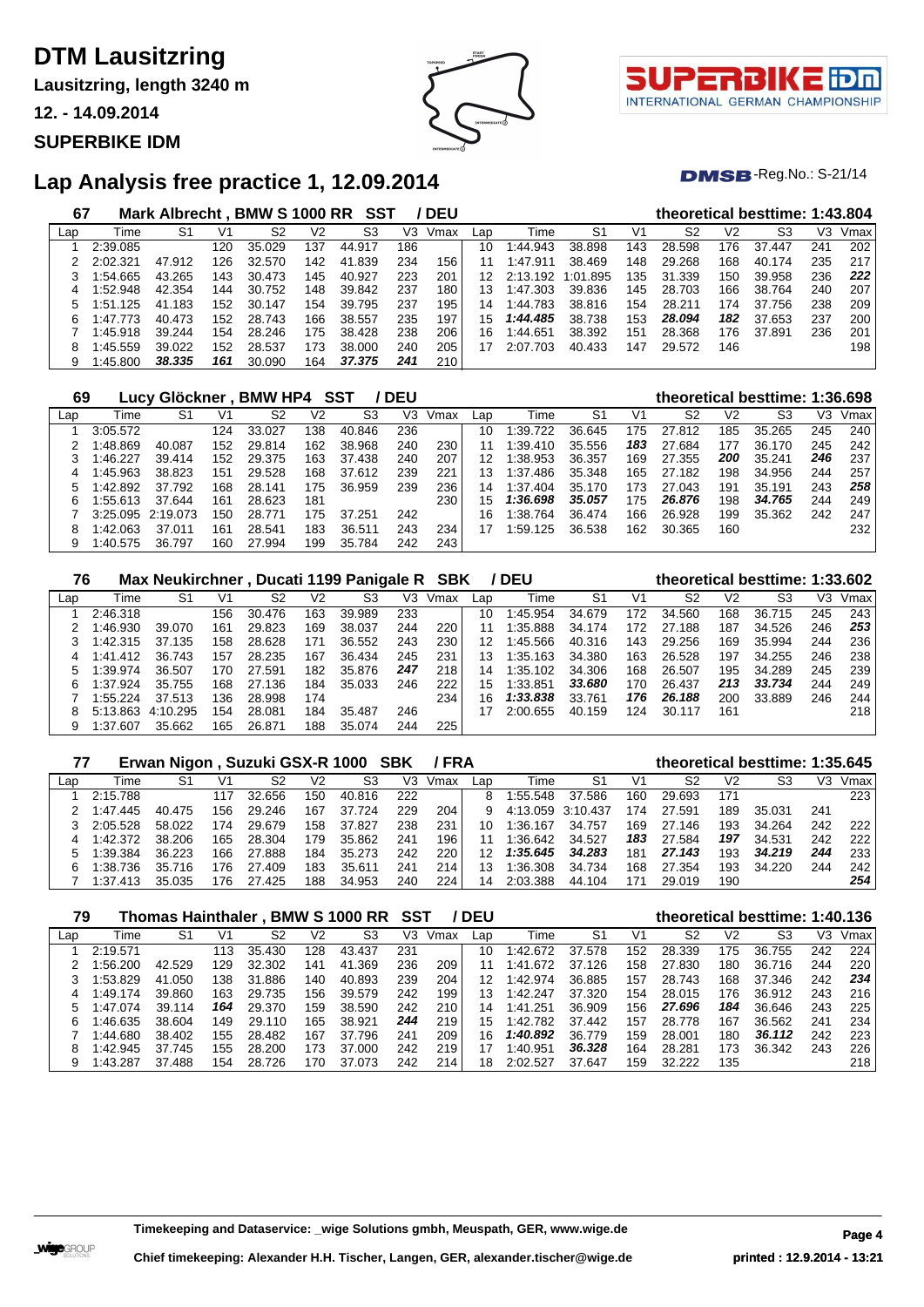# DTM Lausitzring

**Lausitzring, length 3240 m**

**12. - 14.09.2014**

**SUPERBIKE IDM**

## Lap Analysis free practice 1, 12.09.2014

DMSB-Reg.No.: S-21/14

### 67 Mark Albrecht , BMW S 1000 RR SST / DEU — theoretical besttime: 1:43.804

| Lap | Time | S1 | V1 | S2 | V2 | S3 | V3 | Vmax | Lap | Time | S1 | V1 | S2 | V2 | S3 | V3 | Vmax |
|---|---|---|---|---|---|---|---|---|---|---|---|---|---|---|---|---|---|
| 1 | 2:39.085 | | 120 | 35.029 | 137 | 44.917 | 186 | | 10 | 1:44.943 | 38.898 | 143 | 28.598 | 176 | 37.447 | 241 | 202 |
| 2 | 2:02.321 | 47.912 | 126 | 32.570 | 142 | 41.839 | 234 | 156 | 11 | 1:47.911 | 38.469 | 148 | 29.268 | 168 | 40.174 | 235 | 217 |
| 3 | 1:54.665 | 43.265 | 143 | 30.473 | 145 | 40.927 | 223 | 201 | 12 | 2:13.192 | 1:01.895 | 135 | 31.339 | 150 | 39.958 | 236 | ***222*** |
| 4 | 1:52.948 | 42.354 | 144 | 30.752 | 148 | 39.842 | 237 | 180 | 13 | 1:47.303 | 39.836 | 145 | 28.703 | 166 | 38.764 | 240 | 207 |
| 5 | 1:51.125 | 41.183 | 152 | 30.147 | 154 | 39.795 | 237 | 195 | 14 | 1:44.783 | 38.816 | 154 | 28.211 | 174 | 37.756 | 238 | 209 |
| 6 | 1:47.773 | 40.473 | 152 | 28.743 | 166 | 38.557 | 235 | 197 | 15 | ***1:44.485*** | 38.738 | 153 | ***28.094*** | ***182*** | 37.653 | 237 | 200 |
| 7 | 1:45.918 | 39.244 | 154 | 28.246 | 175 | 38.428 | 238 | 206 | 16 | 1:44.651 | 38.392 | 151 | 28.368 | 176 | 37.891 | 236 | 201 |
| 8 | 1:45.559 | 39.022 | 152 | 28.537 | 173 | 38.000 | 240 | 205 | 17 | 2:07.703 | 40.433 | 147 | 29.572 | 146 | | | 198 |
| 9 | 1:45.800 | ***38.335*** | ***161*** | 30.090 | 164 | ***37.375*** | ***241*** | 210 | | | | | | | | | |

### 69 Lucy Glöckner , BMW HP4 SST / DEU — theoretical besttime: 1:36.698

| Lap | Time | S1 | V1 | S2 | V2 | S3 | V3 | Vmax | Lap | Time | S1 | V1 | S2 | V2 | S3 | V3 | Vmax |
|---|---|---|---|---|---|---|---|---|---|---|---|---|---|---|---|---|---|
| 1 | 3:05.572 | | 124 | 33.027 | 138 | 40.846 | 236 | | 10 | 1:39.722 | 36.645 | 175 | 27.812 | 185 | 35.265 | 245 | 240 |
| 2 | 1:48.869 | 40.087 | 152 | 29.814 | 162 | 38.968 | 240 | 230 | 11 | 1:39.410 | 35.556 | ***183*** | 27.684 | 177 | 36.170 | 245 | 242 |
| 3 | 1:46.227 | 39.414 | 152 | 29.375 | 163 | 37.438 | 240 | 207 | 12 | 1:38.953 | 36.357 | 169 | 27.355 | ***200*** | 35.241 | ***246*** | 237 |
| 4 | 1:45.963 | 38.823 | 151 | 29.528 | 168 | 37.612 | 239 | 221 | 13 | 1:37.486 | 35.348 | 165 | 27.182 | 198 | 34.956 | 244 | 257 |
| 5 | 1:42.892 | 37.792 | 168 | 28.141 | 175 | 36.959 | 239 | 236 | 14 | 1:37.404 | 35.170 | 173 | 27.043 | 191 | 35.191 | 243 | ***258*** |
| 6 | 1:55.613 | 37.644 | 161 | 28.623 | 181 | | | 230 | 15 | ***1:36.698*** | ***35.057*** | 175 | ***26.876*** | 198 | ***34.765*** | 244 | 249 |
| 7 | 3:25.095 | 2:19.073 | 150 | 28.771 | 175 | 37.251 | 242 | | 16 | 1:38.764 | 36.474 | 166 | 26.928 | 199 | 35.362 | 242 | 247 |
| 8 | 1:42.063 | 37.011 | 161 | 28.541 | 183 | 36.511 | 243 | 234 | 17 | 1:59.125 | 36.538 | 162 | 30.365 | 160 | | | 232 |
| 9 | 1:40.575 | 36.797 | 160 | 27.994 | 199 | 35.784 | 242 | 243 | | | | | | | | | |

### 76 Max Neukirchner , Ducati 1199 Panigale R SBK / DEU — theoretical besttime: 1:33.602

| Lap | Time | S1 | V1 | S2 | V2 | S3 | V3 | Vmax | Lap | Time | S1 | V1 | S2 | V2 | S3 | V3 | Vmax |
|---|---|---|---|---|---|---|---|---|---|---|---|---|---|---|---|---|---|
| 1 | 2:46.318 | | 156 | 30.476 | 163 | 39.989 | 233 | | 10 | 1:45.954 | 34.679 | 172 | 34.560 | 168 | 36.715 | 245 | 243 |
| 2 | 1:46.930 | 39.070 | 161 | 29.823 | 169 | 38.037 | 244 | 220 | 11 | 1:35.888 | 34.174 | 172 | 27.188 | 187 | 34.526 | 246 | ***253*** |
| 3 | 1:42.315 | 37.135 | 158 | 28.628 | 171 | 36.552 | 243 | 230 | 12 | 1:45.566 | 40.316 | 143 | 29.256 | 169 | 35.994 | 244 | 236 |
| 4 | 1:41.412 | 36.743 | 157 | 28.235 | 167 | 36.434 | 245 | 231 | 13 | 1:35.163 | 34.380 | 163 | 26.528 | 197 | 34.255 | 246 | 238 |
| 5 | 1:39.974 | 36.507 | 170 | 27.591 | 182 | 35.876 | ***247*** | 218 | 14 | 1:35.102 | 34.306 | 168 | 26.507 | 195 | 34.289 | 245 | 239 |
| 6 | 1:37.924 | 35.755 | 168 | 27.136 | 184 | 35.033 | 246 | 222 | 15 | 1:33.851 | ***33.680*** | 170 | 26.437 | ***213*** | ***33.734*** | 244 | 249 |
| 7 | 1:55.224 | 37.513 | 136 | 28.998 | 174 | | | 234 | 16 | ***1:33.838*** | 33.761 | ***176*** | ***26.188*** | 200 | 33.889 | 246 | 244 |
| 8 | 5:13.863 | 4:10.295 | 154 | 28.081 | 184 | 35.487 | 246 | | 17 | 2:00.655 | 40.159 | 124 | 30.117 | 161 | | | 218 |
| 9 | 1:37.607 | 35.662 | 165 | 26.871 | 188 | 35.074 | 244 | 225 | | | | | | | | | |

### 77 Erwan Nigon , Suzuki GSX-R 1000 SBK / FRA — theoretical besttime: 1:35.645

| Lap | Time | S1 | V1 | S2 | V2 | S3 | V3 | Vmax | Lap | Time | S1 | V1 | S2 | V2 | S3 | V3 | Vmax |
|---|---|---|---|---|---|---|---|---|---|---|---|---|---|---|---|---|---|
| 1 | 2:15.788 | | 117 | 32.656 | 150 | 40.816 | 222 | | 8 | 1:55.548 | 37.586 | 160 | 29.693 | 171 | | | 223 |
| 2 | 1:47.445 | 40.475 | 156 | 29.246 | 167 | 37.734 | 229 | 204 | 9 | 4:13.059 | 3:10.437 | 174 | 27.591 | 189 | 35.031 | 241 | |
| 3 | 2:05.528 | 58.022 | 174 | 29.679 | 158 | 37.827 | 238 | 231 | 10 | 1:36.167 | 34.757 | 169 | 27.146 | 193 | 34.264 | 242 | 222 |
| 4 | 1:42.372 | 38.206 | 165 | 28.304 | 179 | 35.862 | 241 | 196 | 11 | 1:36.642 | 34.527 | ***183*** | 27.584 | ***197*** | 34.531 | 242 | 222 |
| 5 | 1:39.384 | 36.223 | 166 | 27.888 | 184 | 35.273 | 242 | 220 | 12 | ***1:35.645*** | ***34.283*** | 181 | ***27.143*** | 193 | ***34.219*** | ***244*** | 233 |
| 6 | 1:38.736 | 35.716 | 176 | 27.409 | 183 | 35.611 | 241 | 214 | 13 | 1:36.308 | 34.734 | 168 | 27.354 | 193 | 34.220 | 244 | 242 |
| 7 | 1:37.413 | 35.035 | 176 | 27.425 | 188 | 34.953 | 240 | 224 | 14 | 2:03.388 | 44.104 | 171 | 29.019 | 190 | | | ***254*** |

### 79 Thomas Hainthaler , BMW S 1000 RR SST / DEU — theoretical besttime: 1:40.136

| Lap | Time | S1 | V1 | S2 | V2 | S3 | V3 | Vmax | Lap | Time | S1 | V1 | S2 | V2 | S3 | V3 | Vmax |
|---|---|---|---|---|---|---|---|---|---|---|---|---|---|---|---|---|---|
| 1 | 2:19.571 | | 113 | 35.430 | 128 | 43.437 | 231 | | 10 | 1:42.672 | 37.578 | 152 | 28.339 | 175 | 36.755 | 242 | 224 |
| 2 | 1:56.200 | 42.529 | 129 | 32.302 | 141 | 41.369 | 236 | 209 | 11 | 1:41.672 | 37.126 | 158 | 27.830 | 180 | 36.716 | 244 | 220 |
| 3 | 1:53.829 | 41.050 | 138 | 31.886 | 140 | 40.893 | 239 | 204 | 12 | 1:42.974 | 36.885 | 157 | 28.743 | 168 | 37.346 | 242 | ***234*** |
| 4 | 1:49.174 | 39.860 | 163 | 29.735 | 156 | 39.579 | 242 | 199 | 13 | 1:42.247 | 37.320 | 154 | 28.015 | 176 | 36.912 | 243 | 216 |
| 5 | 1:47.074 | 39.114 | ***164*** | 29.370 | 159 | 38.590 | 242 | 210 | 14 | 1:41.251 | 36.909 | 156 | ***27.696*** | ***184*** | 36.646 | 243 | 225 |
| 6 | 1:46.635 | 38.604 | 149 | 29.110 | 165 | 38.921 | ***244*** | 219 | 15 | 1:42.782 | 37.442 | 157 | 28.778 | 167 | 36.562 | 241 | 234 |
| 7 | 1:44.680 | 38.402 | 155 | 28.482 | 167 | 37.796 | 241 | 209 | 16 | ***1:40.892*** | 36.779 | 159 | 28.001 | 180 | ***36.112*** | 242 | 223 |
| 8 | 1:42.945 | 37.745 | 155 | 28.200 | 173 | 37.000 | 242 | 219 | 17 | 1:40.951 | ***36.328*** | 164 | 28.281 | 173 | 36.342 | 243 | 226 |
| 9 | 1:43.287 | 37.488 | 154 | 28.726 | 170 | 37.073 | 242 | 214 | 18 | 2:02.527 | 37.647 | 159 | 32.222 | 135 | | | 218 |

**Timekeeping and Dataservice: _wige Solutions gmbh, Meuspath, GER, www.wige.de**

**Chief timekeeping: Alexander H.H. Tischer, Langen, GER, alexander.tischer@wige.de**

**printed : 12.9.2014 - 13:21**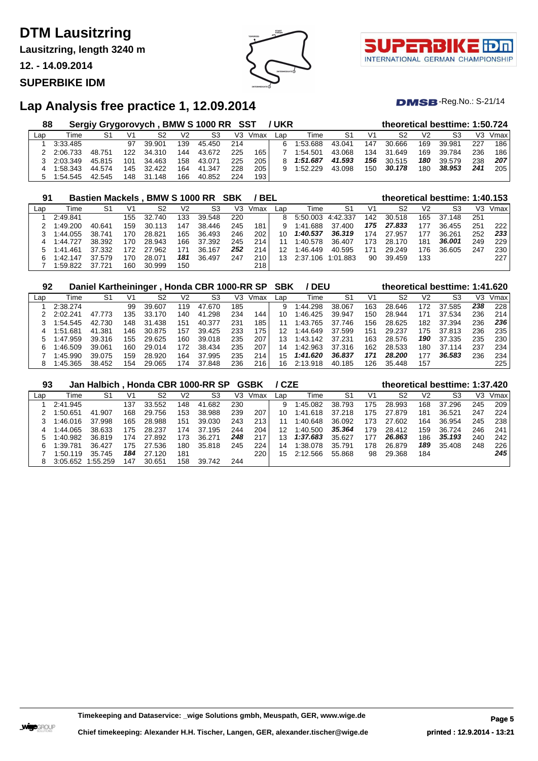# DTM Lausitzring

**Lausitzring, length 3240 m**

**12. - 14.09.2014**

**SUPERBIKE IDM**

## Lap Analysis free practice 1, 12.09.2014

DMSB-Reg.No.: S-21/14

### 88 Sergiy Grygorovych , BMW S 1000 RR SST / UKR — theoretical besttime: 1:50.724

| Lap | Time | S1 | V1 | S2 | V2 | S3 | V3 | Vmax | Lap | Time | S1 | V1 | S2 | V2 | S3 | V3 | Vmax |
|---|---|---|---|---|---|---|---|---|---|---|---|---|---|---|---|---|---|
| 1 | 3:33.485 | | 97 | 39.901 | 139 | 45.450 | 214 | | 6 | 1:53.688 | 43.041 | 147 | 30.666 | 169 | 39.981 | 227 | 186 |
| 2 | 2:06.733 | 48.751 | 122 | 34.310 | 144 | 43.672 | 225 | 165 | 7 | 1:54.501 | 43.068 | 134 | 31.649 | 169 | 39.784 | 236 | 186 |
| 3 | 2:03.349 | 45.815 | 101 | 34.463 | 158 | 43.071 | 225 | 205 | 8 | ***1:51.687*** | ***41.593*** | ***156*** | 30.515 | ***180*** | 39.579 | 238 | ***207*** |
| 4 | 1:58.343 | 44.574 | 145 | 32.422 | 164 | 41.347 | 228 | 205 | 9 | 1:52.229 | 43.098 | 150 | ***30.178*** | 180 | ***38.953*** | ***241*** | 205 |
| 5 | 1:54.545 | 42.545 | 148 | 31.148 | 166 | 40.852 | 224 | 193 | | | | | | | | | |

### 91 Bastien Mackels , BMW S 1000 RR SBK / BEL — theoretical besttime: 1:40.153

| Lap | Time | S1 | V1 | S2 | V2 | S3 | V3 | Vmax | Lap | Time | S1 | V1 | S2 | V2 | S3 | V3 | Vmax |
|---|---|---|---|---|---|---|---|---|---|---|---|---|---|---|---|---|---|
| 1 | 2:49.841 | | 155 | 32.740 | 133 | 39.548 | 220 | | 8 | 5:50.003 | 4:42.337 | 142 | 30.518 | 165 | 37.148 | 251 | |
| 2 | 1:49.200 | 40.641 | 159 | 30.113 | 147 | 38.446 | 245 | 181 | 9 | 1:41.688 | 37.400 | ***175*** | ***27.833*** | 177 | 36.455 | 251 | 222 |
| 3 | 1:44.055 | 38.741 | 170 | 28.821 | 165 | 36.493 | 246 | 202 | 10 | ***1:40.537*** | ***36.319*** | 174 | 27.957 | 177 | 36.261 | 252 | ***233*** |
| 4 | 1:44.727 | 38.392 | 170 | 28.943 | 166 | 37.392 | 245 | 214 | 11 | 1:40.578 | 36.407 | 173 | 28.170 | 181 | ***36.001*** | 249 | 229 |
| 5 | 1:41.461 | 37.332 | 172 | 27.962 | 171 | 36.167 | ***252*** | 214 | 12 | 1:46.449 | 40.595 | 171 | 29.249 | 176 | 36.605 | 247 | 230 |
| 6 | 1:42.147 | 37.579 | 170 | 28.071 | ***181*** | 36.497 | 247 | 210 | 13 | 2:37.106 | 1:01.883 | 90 | 39.459 | 133 | | | 227 |
| 7 | 1:59.822 | 37.721 | 160 | 30.999 | 150 | | | 218 | | | | | | | | | |

### 92 Daniel Kartheininger , Honda CBR 1000-RR SP SBK / DEU — theoretical besttime: 1:41.620

| Lap | Time | S1 | V1 | S2 | V2 | S3 | V3 | Vmax | Lap | Time | S1 | V1 | S2 | V2 | S3 | V3 | Vmax |
|---|---|---|---|---|---|---|---|---|---|---|---|---|---|---|---|---|---|
| 1 | 2:38.274 | | 99 | 39.607 | 119 | 47.670 | 185 | | 9 | 1:44.298 | 38.067 | 163 | 28.646 | 172 | 37.585 | ***238*** | 228 |
| 2 | 2:02.241 | 47.773 | 135 | 33.170 | 140 | 41.298 | 234 | 144 | 10 | 1:46.425 | 39.947 | 150 | 28.944 | 171 | 37.534 | 236 | 214 |
| 3 | 1:54.545 | 42.730 | 148 | 31.438 | 151 | 40.377 | 231 | 185 | 11 | 1:43.765 | 37.746 | 156 | 28.625 | 182 | 37.394 | 236 | ***236*** |
| 4 | 1:51.681 | 41.381 | 146 | 30.875 | 157 | 39.425 | 233 | 175 | 12 | 1:44.649 | 37.599 | 151 | 29.237 | 175 | 37.813 | 236 | 235 |
| 5 | 1:47.959 | 39.316 | 155 | 29.625 | 160 | 39.018 | 235 | 207 | 13 | 1:43.142 | 37.231 | 163 | 28.576 | ***190*** | 37.335 | 235 | 230 |
| 6 | 1:46.509 | 39.061 | 160 | 29.014 | 172 | 38.434 | 235 | 207 | 14 | 1:42.963 | 37.316 | 162 | 28.533 | 180 | 37.114 | 237 | 234 |
| 7 | 1:45.990 | 39.075 | 159 | 28.920 | 164 | 37.995 | 235 | 214 | 15 | ***1:41.620*** | ***36.837*** | ***171*** | ***28.200*** | 177 | ***36.583*** | 236 | 234 |
| 8 | 1:45.365 | 38.452 | 154 | 29.065 | 174 | 37.848 | 236 | 216 | 16 | 2:13.918 | 40.185 | 126 | 35.448 | 157 | | | 225 |

### 93 Jan Halbich , Honda CBR 1000-RR SP GSBK / CZE — theoretical besttime: 1:37.420

| Lap | Time | S1 | V1 | S2 | V2 | S3 | V3 | Vmax | Lap | Time | S1 | V1 | S2 | V2 | S3 | V3 | Vmax |
|---|---|---|---|---|---|---|---|---|---|---|---|---|---|---|---|---|---|
| 1 | 2:41.945 | | 137 | 33.552 | 148 | 41.682 | 230 | | 9 | 1:45.082 | 38.793 | 175 | 28.993 | 168 | 37.296 | 245 | 209 |
| 2 | 1:50.651 | 41.907 | 168 | 29.756 | 153 | 38.988 | 239 | 207 | 10 | 1:41.618 | 37.218 | 175 | 27.879 | 181 | 36.521 | 247 | 224 |
| 3 | 1:46.016 | 37.998 | 165 | 28.988 | 151 | 39.030 | 243 | 213 | 11 | 1:40.648 | 36.092 | 173 | 27.602 | 164 | 36.954 | 245 | 238 |
| 4 | 1:44.065 | 38.633 | 175 | 28.237 | 174 | 37.195 | 244 | 204 | 12 | 1:40.500 | ***35.364*** | 179 | 28.412 | 159 | 36.724 | 246 | 241 |
| 5 | 1:40.982 | 36.819 | 174 | 27.892 | 173 | 36.271 | ***248*** | 217 | 13 | ***1:37.683*** | 35.627 | 177 | ***26.863*** | 186 | ***35.193*** | 240 | 242 |
| 6 | 1:39.781 | 36.427 | 175 | 27.536 | 180 | 35.818 | 245 | 224 | 14 | 1:38.078 | 35.791 | 178 | 26.879 | ***189*** | 35.408 | 248 | 226 |
| 7 | 1:50.119 | 35.745 | ***184*** | 27.120 | 181 | | | 220 | 15 | 2:12.566 | 55.868 | 98 | 29.368 | 184 | | | ***245*** |
| 8 | 3:05.652 | 1:55.259 | 147 | 30.651 | 158 | 39.742 | 244 | | | | | | | | | | |

**Timekeeping and Dataservice: _wige Solutions gmbh, Meuspath, GER, www.wige.de**

**Chief timekeeping: Alexander H.H. Tischer, Langen, GER, alexander.tischer@wige.de**

**printed : 12.9.2014 - 13:21**